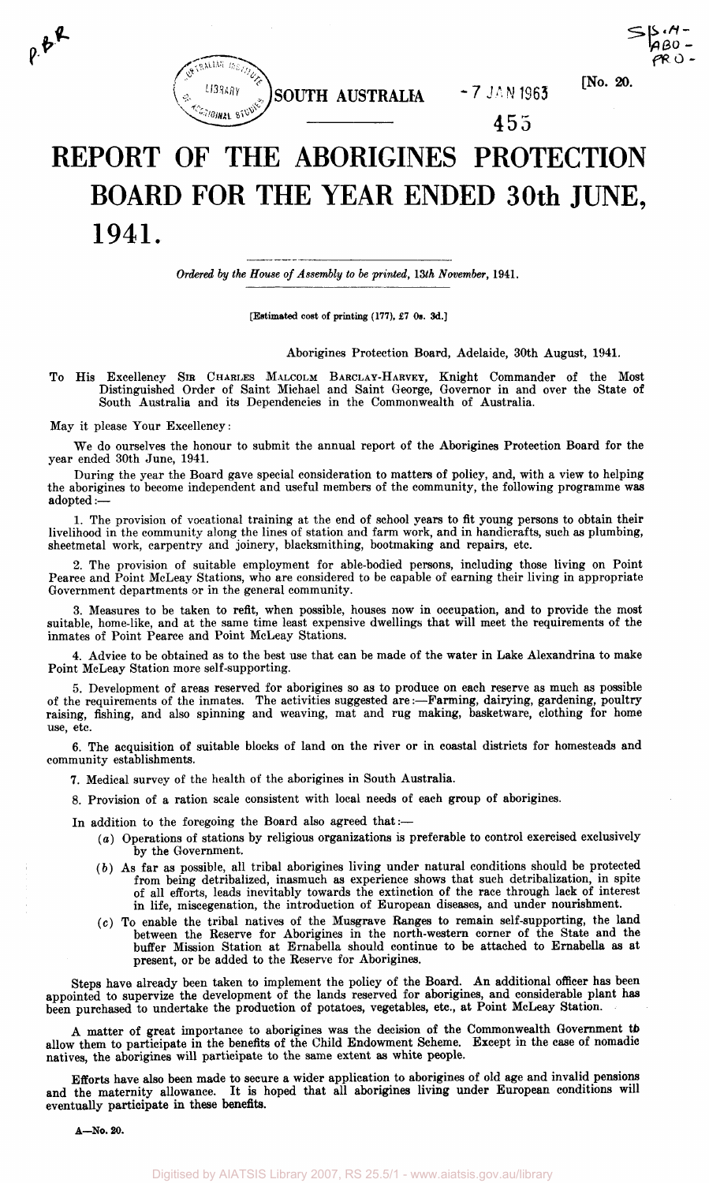SOUTH AUSTRALIA

[No. 20.

# REPORT OF THE ABORIGINES PROTECTION BOARD FOR THE YEAR ENDED 30th JUNE, 1941.

*Ordered by the House of Assembly to be printed, 13th November, 1941.*

[Estimated cost of printing (177), £7 0s. 3d.]

Aborigines Protection Board, Adelaide, 30th August, 1941.

To His Excellency SIR CHARLES MALCOLM BARCLAY-HARVEY, Knight Commander of the Most Distinguished Order of Saint Michael and Saint George, Governor in and over the State of South Australia and its Dependencies in the Commonwealth of Australia.

May it please Your Excellency:

We do ourselves the honour to submit the annual report of the Aborigines Protection Board for the year ended 30th June, 1941.

During the year the Board gave special consideration to matters of policy, and, with a view to helping the aborigines to become independent and useful members of the community, the following programme was adopted:—

1. The provision of vocational training at the end of school years to fit young persons to obtain their livelihood in the community along the lines of station and farm work, and in handicrafts, such as plumbing, sheetmetal work, carpentry and joinery, blacksmithing, bootmaking and repairs, etc.

2. The provision of suitable employment for able-bodied persons, including those living on Point Pearce and Point McLeay Stations, who are considered to be capable of earning their living in appropriate Government departments or in the general community.

3. Measures to be taken to refit, when possible, houses now in occupation, and to provide the most suitable, home-like, and at the same time least expensive dwellings that will meet the requirements of the inmates of Point Pearce and Point McLeay Stations.

4. Advice to be obtained as to the best use that can be made of the water in Lake Alexandrina to make Point McLeay Station more self-supporting.

5. Development of areas reserved for aborigines so as to produce on each reserve as much as possible of the requirements of the inmates. The activities suggested are:—Farming, dairying, gardening, poultry raising, fishing, and also spinning and weaving, mat and rug making, basketware, clothing for home use, etc.

6. The acquisition of suitable blocks of land on the river or in coastal districts for homesteads and community establishments.

7. Medical survey of the health of the aborigines in South Australia.

8. Provision of a ration scale consistent with local needs of each group of aborigines.

In addition to the foregoing the Board also agreed that:—

(*a*) Operations of stations by religious organizations is preferable to control exercised exclusively by the Government.

(*b*) As far as possible, all tribal aborigines living under natural conditions should be protected from being detribalized, inasmuch as experience shows that such detribalization, in spite of all efforts, leads inevitably towards the extinction of the race through lack of interest in life, miscegenation, the introduction of European diseases, and under nourishment.

(*c*) To enable the tribal natives of the Musgrave Ranges to remain self-supporting, the land between the Reserve for Aborigines in the north-western corner of the State and the buffer Mission Station at Ernabella should continue to be attached to Ernabella as at present, or be added to the Reserve for Aborigines.

Steps have already been taken to implement the policy of the Board. An additional officer has been appointed to supervize the development of the lands reserved for aborigines, and considerable plant has been purchased to undertake the production of potatoes, vegetables, etc., at Point McLeay Station.

A matter of great importance to aborigines was the decision of the Commonwealth Government to allow them to participate in the benefits of the Child Endowment Scheme. Except in the case of nomadic natives, the aborigines will participate to the same extent as white people.

Efforts have also been made to secure a wider application to aborigines of old age and invalid pensions and the maternity allowance. It is hoped that all aborigines living under European conditions will eventually participate in these benefits.

A—No. 20.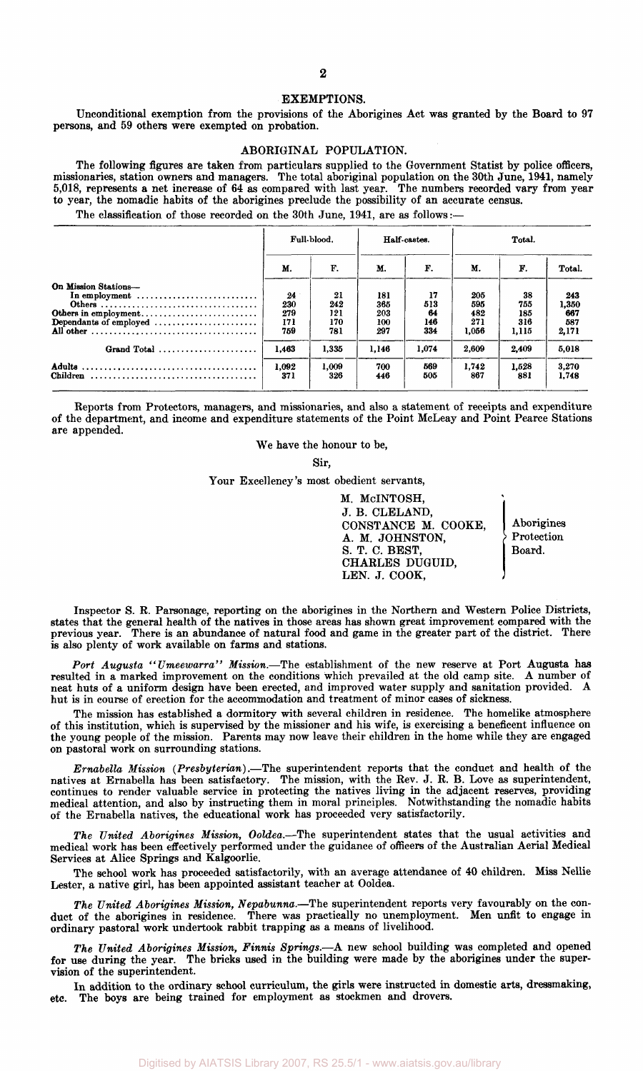## EXEMPTIONS.

Unconditional exemption from the provisions of the Aborigines Act was granted by the Board to 97 persons, and 59 others were exempted on probation.

## ABORIGINAL POPULATION.

The following figures are taken from particulars supplied to the Government Statist by police officers, missionaries, station owners and managers. The total aboriginal population on the 30th June, 1941, namely 5,018, represents a net increase of 64 as compared with last year. The numbers recorded vary from year to year, the nomadic habits of the aborigines preclude the possibility of an accurate census.

The classification of those recorded on the 30th June, 1941, are as follows:—

| | Full-blood. | | Half-castes. | | Total. | | |
|---|---|---|---|---|---|---|---|
| | M. | F. | M. | F. | M. | F. | Total. |
| On Mission Stations— | | | | | | | |
| In employment | 24 | 21 | 181 | 17 | 205 | 38 | 243 |
| Others | 230 | 242 | 365 | 513 | 595 | 755 | 1,350 |
| Others in employment | 279 | 121 | 203 | 64 | 482 | 185 | 667 |
| Dependants of employed | 171 | 170 | 100 | 146 | 271 | 316 | 587 |
| All other | 759 | 781 | 297 | 334 | 1,056 | 1,115 | 2,171 |
| Grand Total | 1,463 | 1,335 | 1,146 | 1,074 | 2,609 | 2,409 | 5,018 |
| Adults | 1,092 | 1,009 | 700 | 569 | 1,742 | 1,528 | 3,270 |
| Children | 371 | 326 | 446 | 505 | 867 | 881 | 1,748 |

Reports from Protectors, managers, and missionaries, and also a statement of receipts and expenditure of the department, and income and expenditure statements of the Point McLeay and Point Pearce Stations are appended.

We have the honour to be,

Sir,

Your Excellency's most obedient servants,

M. McINTOSH,
J. B. CLELAND,
CONSTANCE M. COOKE,
A. M. JOHNSTON,
S. T. C. BEST,
CHARLES DUGUID,
LEN. J. COOK,

Aborigines Protection Board.

Inspector S. R. Parsonage, reporting on the aborigines in the Northern and Western Police Districts, states that the general health of the natives in those areas has shown great improvement compared with the previous year. There is an abundance of natural food and game in the greater part of the district. There is also plenty of work available on farms and stations.

*Port Augusta "Umeewarra" Mission.*—The establishment of the new reserve at Port Augusta has resulted in a marked improvement on the conditions which prevailed at the old camp site. A number of neat huts of a uniform design have been erected, and improved water supply and sanitation provided. A hut is in course of erection for the accommodation and treatment of minor cases of sickness.

The mission has established a dormitory with several children in residence. The homelike atmosphere of this institution, which is supervised by the missioner and his wife, is exercising a beneficent influence on the young people of the mission. Parents may now leave their children in the home while they are engaged on pastoral work on surrounding stations.

*Ernabella Mission (Presbyterian).*—The superintendent reports that the conduct and health of the natives at Ernabella has been satisfactory. The mission, with the Rev. J. R. B. Love as superintendent, continues to render valuable service in protecting the natives living in the adjacent reserves, providing medical attention, and also by instructing them in moral principles. Notwithstanding the nomadic habits of the Ernabella natives, the educational work has proceeded very satisfactorily.

*The United Aborigines Mission, Ooldea.*—The superintendent states that the usual activities and medical work has been effectively performed under the guidance of officers of the Australian Aerial Medical Services at Alice Springs and Kalgoorlie.

The school work has proceeded satisfactorily, with an average attendance of 40 children. Miss Nellie Lester, a native girl, has been appointed assistant teacher at Ooldea.

*The United Aborigines Mission, Nepabunna.*—The superintendent reports very favourably on the conduct of the aborigines in residence. There was practically no unemployment. Men unfit to engage in ordinary pastoral work undertook rabbit trapping as a means of livelihood.

*The United Aborigines Mission, Finnis Springs.*—A new school building was completed and opened for use during the year. The bricks used in the building were made by the aborigines under the supervision of the superintendent.

In addition to the ordinary school curriculum, the girls were instructed in domestic arts, dressmaking, etc. The boys are being trained for employment as stockmen and drovers.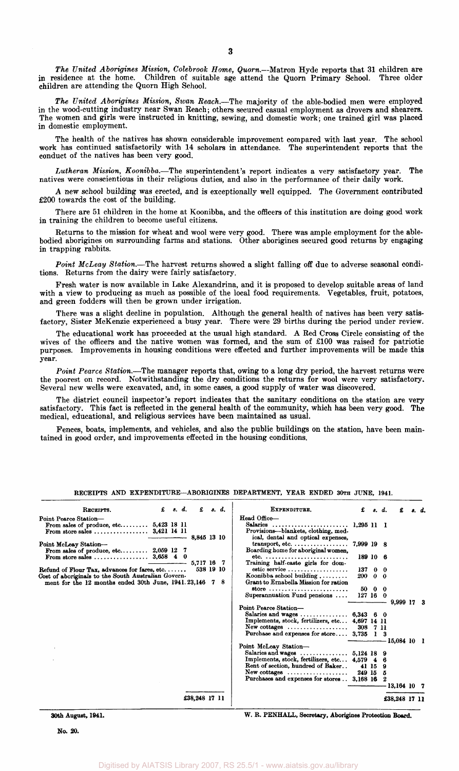*The United Aborigines Mission, Colebrook Home, Quorn.*—Matron Hyde reports that 31 children are in residence at the home. Children of suitable age attend the Quorn Primary School. Three older children are attending the Quorn High School.

*The United Aborigines Mission, Swan Reach.*—The majority of the able-bodied men were employed in the wood-cutting industry near Swan Reach; others secured casual employment as drovers and shearers. The women and girls were instructed in knitting, sewing, and domestic work; one trained girl was placed in domestic employment.

The health of the natives has shown considerable improvement compared with last year. The school work has continued satisfactorily with 14 scholars in attendance. The superintendent reports that the conduct of the natives has been very good.

*Lutheran Mission, Koonibba.*—The superintendent's report indicates a very satisfactory year. The natives were conscientious in their religious duties, and also in the performance of their daily work.

A new school building was erected, and is exceptionally well equipped. The Government contributed £200 towards the cost of the building.

There are 51 children in the home at Koonibba, and the officers of this institution are doing good work in training the children to become useful citizens.

Returns to the mission for wheat and wool were very good. There was ample employment for the able-bodied aborigines on surrounding farms and stations. Other aborigines secured good returns by engaging in trapping rabbits.

*Point McLeay Station.*—The harvest returns showed a slight falling off due to adverse seasonal conditions. Returns from the dairy were fairly satisfactory.

Fresh water is now available in Lake Alexandrina, and it is proposed to develop suitable areas of land with a view to producing as much as possible of the local food requirements. Vegetables, fruit, potatoes, and green fodders will then be grown under irrigation.

There was a slight decline in population. Although the general health of natives has been very satisfactory, Sister McKenzie experienced a busy year. There were 29 births during the period under review.

The educational work has proceeded at the usual high standard. A Red Cross Circle consisting of the wives of the officers and the native women was formed, and the sum of £100 was raised for patriotic purposes. Improvements in housing conditions were effected and further improvements will be made this year.

*Point Pearce Station.*—The manager reports that, owing to a long dry period, the harvest returns were the poorest on record. Notwithstanding the dry conditions the returns for wool were very satisfactory. Several new wells were excavated, and, in some cases, a good supply of water was discovered.

The district council inspector's report indicates that the sanitary conditions on the station are very satisfactory. This fact is reflected in the general health of the community, which has been very good. The medical, educational, and religious services have been maintained as usual.

Fences, boats, implements, and vehicles, and also the public buildings on the station, have been maintained in good order, and improvements effected in the housing conditions.

## RECEIPTS AND EXPENDITURE—ABORIGINES DEPARTMENT, YEAR ENDED 30TH JUNE, 1941.

| Receipts. | £ s. d. | £ s. d. |
|---|---|---|
| Point Pearce Station— | | |
| From sales of produce, etc. | 5,423 18 11 | |
| From store sales | 3,421 14 11 | |
| | | 8,845 13 10 |
| Point McLeay Station— | | |
| From sales of produce, etc. | 2,059 12 7 | |
| From store sales | 3,658 4 0 | |
| | | 5,717 16 7 |
| Refund of Flour Tax, advances for fares, etc. | | 538 19 10 |
| Cost of aboriginals to the South Australian Government for the 12 months ended 30th June, 1941 | | 23,146 7 8 |
| | | £38,248 17 11 |

| Expenditure. | £ s. d. | £ s. d. |
|---|---|---|
| Head Office— | | |
| Salaries | 1,295 11 1 | |
| Provisions—blankets, clothing, medical, dental and optical expenses, transport, etc. | 7,999 19 8 | |
| Boarding home for aboriginal women, etc. | 189 10 6 | |
| Training half-caste girls for domestic service | 137 0 0 | |
| Koonibba school building | 200 0 0 | |
| Grant to Ernabella Mission for ration store | 50 0 0 | |
| Superannuation Fund pensions | 127 16 0 | |
| | | 9,999 17 3 |
| Point Pearce Station— | | |
| Salaries and wages | 6,343 6 0 | |
| Implements, stock, fertilizers, etc. | 4,697 14 11 | |
| New cottages | 308 7 11 | |
| Purchase and expenses for store | 3,735 1 3 | |
| | | 15,084 10 1 |
| Point McLeay Station— | | |
| Salaries and wages | 5,124 18 9 | |
| Implements, stock, fertilizers, etc. | 4,579 4 6 | |
| Rent of section, hundred of Baker | 41 15 9 | |
| New cottages | 249 15 5 | |
| Purchases and expenses for stores | 3,168 16 2 | |
| | | 13,164 10 7 |
| | | £38,248 17 11 |

30th August, 1941.

W. R. PENHALL, Secretary, Aborigines Protection Board.

No. 20.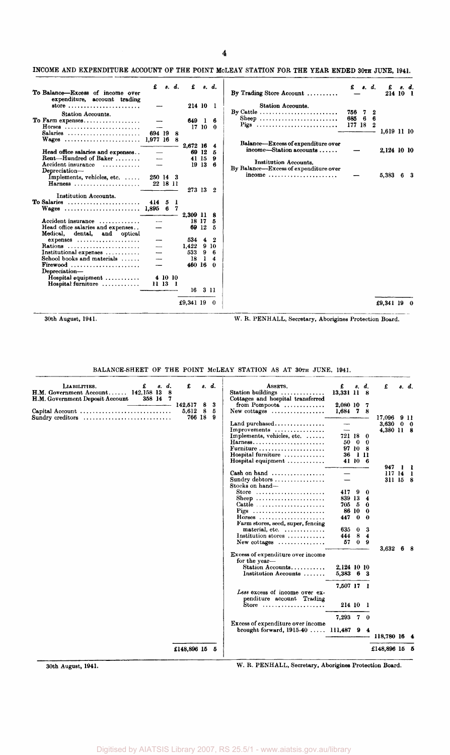## INCOME AND EXPENDITURE ACCOUNT OF THE POINT McLEAY STATION FOR THE YEAR ENDED 30TH JUNE, 1941.

| | £ s. d. | £ s. d. | | £ s. d. | £ s. d. |
|---|---|---|---|---|---|
| To Balance—Excess of income over expenditure, account trading store | — | 214 10 1 | By Trading Store Account | — | 214 10 1 |
| Station Accounts. | | | Station Accounts. | | |
| To Farm expenses | — | 649 1 6 | By Cattle | 756 7 2 | |
| Horses | — | 17 10 0 | Sheep | 685 6 6 | |
| Salaries | 694 19 8 | | Pigs | 177 18 2 | |
| Wages | 1,977 16 8 | | | | 1,619 11 10 |
| | | 2,672 16 4 | Balance—Excess of expenditure over income—Station accounts | — | 2,124 10 10 |
| Head office salaries and expenses | — | 69 12 5 | Institution Accounts. | | |
| Rent—Hundred of Baker | — | 41 15 9 | By Balance—Excess of expenditure over income | — | 5,383 6 3 |
| Accident insurance | — | 19 13 6 | | | |
| Depreciation— | | | | | |
| Implements, vehicles, etc. | 250 14 3 | | | | |
| Harness | 22 18 11 | | | | |
| | | 273 13 2 | | | |
| Institution Accounts. | | | | | |
| To Salaries | 414 5 1 | | | | |
| Wages | 1,895 6 7 | | | | |
| | | 2,309 11 8 | | | |
| Accident insurance | — | 18 17 5 | | | |
| Head office salaries and expenses | — | 69 12 5 | | | |
| Medical, dental, and optical expenses | — | 534 4 2 | | | |
| Rations | — | 1,422 9 10 | | | |
| Institutional expenses | — | 533 9 6 | | | |
| School books and materials | — | 18 1 4 | | | |
| Firewood | — | 460 16 0 | | | |
| Depreciation— | | | | | |
| Hospital equipment | 4 10 10 | | | | |
| Hospital furniture | 11 13 1 | | | | |
| | | 16 3 11 | | | |
| | | £9,341 19 0 | | | £9,341 19 0 |

30th August, 1941.

W. R. PENHALL, Secretary, Aborigines Protection Board.

## BALANCE-SHEET OF THE POINT McLEAY STATION AS AT 30TH JUNE, 1941.

| LIABILITIES. | £ s. d. | £ s. d. | ASSETS. | £ s. d. | £ s. d. |
|---|---|---|---|---|---|
| H.M. Government Account | 142,158 13 8 | | Station buildings | 13,331 11 8 | |
| H.M. Government Deposit Account | 358 14 7 | | Cottages and hospital transferred from Pompoota | 2,080 10 7 | |
| | | 142,517 8 3 | New cottages | 1,684 7 8 | |
| Capital Account | | 5,612 8 5 | | | 17,096 9 11 |
| Sundry creditors | | 766 18 9 | Land purchased | — | 3,630 0 0 |
| | | | Improvements | — | 4,380 11 8 |
| | | | Implements, vehicles, etc. | 721 18 0 | |
| | | | Harness | 50 0 0 | |
| | | | Furniture | 97 10 8 | |
| | | | Hospital furniture | 36 1 11 | |
| | | | Hospital equipment | 41 10 6 | |
| | | | | | 947 1 1 |
| | | | Cash on hand | — | 117 14 1 |
| | | | Sundry debtors | — | 311 15 8 |
| | | | Stocks on hand— | | |
| | | | Store | 417 9 0 | |
| | | | Sheep | 839 13 4 | |
| | | | Cattle | 705 5 0 | |
| | | | Pigs | 86 10 0 | |
| | | | Horses | 447 0 0 | |
| | | | Farm stores, seed, super, fencing material, etc. | 635 0 3 | |
| | | | Institution stores | 444 8 4 | |
| | | | New cottages | 57 0 9 | |
| | | | | | 3,632 6 8 |
| | | | Excess of expenditure over income for the year— | | |
| | | | Station Accounts | 2,124 10 10 | |
| | | | Institution Accounts | 5,383 6 3 | |
| | | | | 7,507 17 1 | |
| | | | *Less* excess of income over expenditure account Trading Store | 214 10 1 | |
| | | | | 7,293 7 0 | |
| | | | Excess of expenditure over income brought forward, 1915-40 | 111,487 9 4 | |
| | | | | | 118,780 16 4 |
| | | £148,896 15 5 | | | £148,896 15 5 |

30th August, 1941.

W. R. PENHALL, Secretary, Aborigines Protection Board.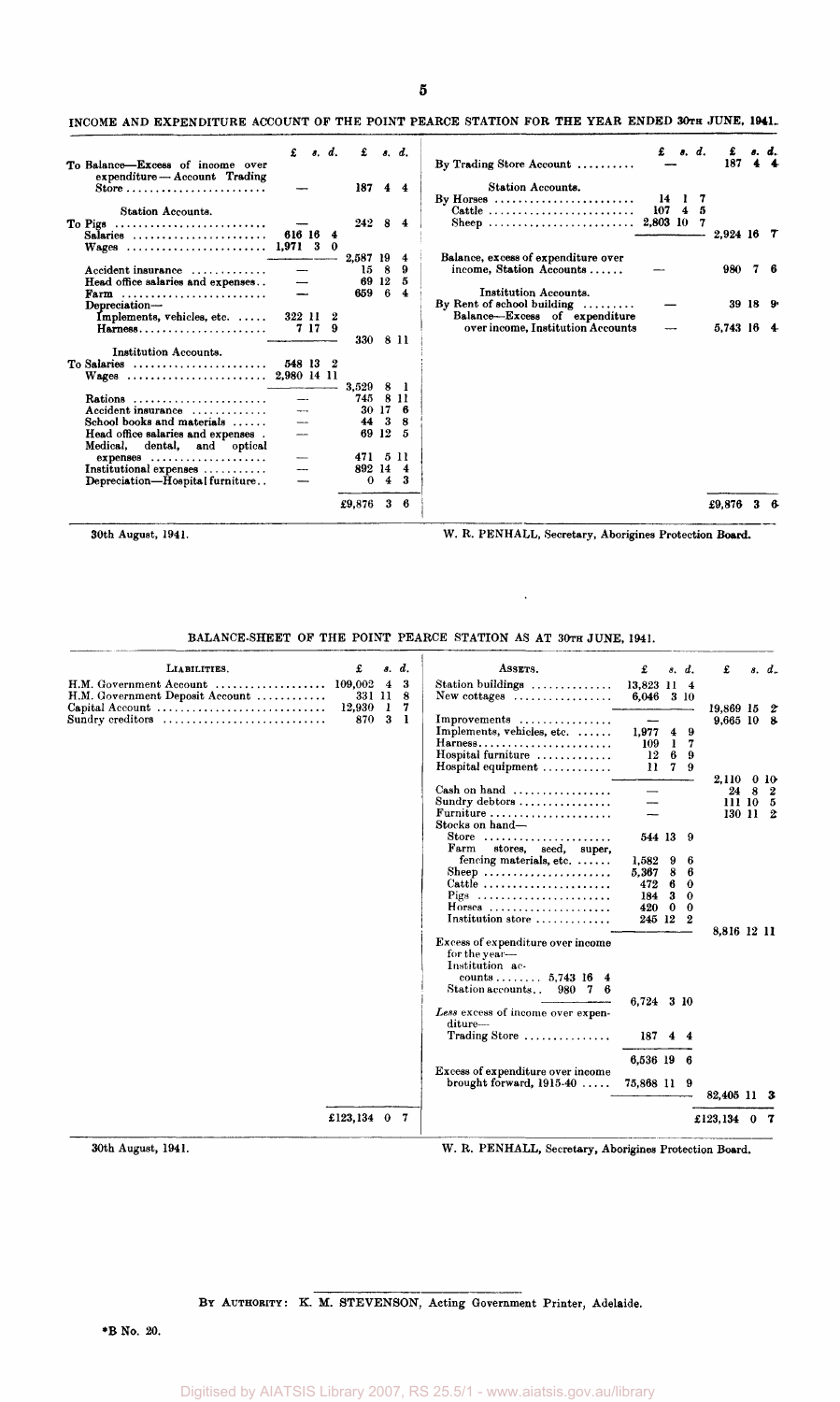## INCOME AND EXPENDITURE ACCOUNT OF THE POINT PEARCE STATION FOR THE YEAR ENDED 30TH JUNE, 1941.

| | £ s. d. | £ s. d. | | £ s. d. | £ s. d. |
|---|---|---|---|---|---|
| To Balance—Excess of income over expenditure — Account Trading Store | — | 187 4 4 | By Trading Store Account | — | 187 4 4 |
| **Station Accounts.** | | | **Station Accounts.** | | |
| To Pigs | — | 242 8 4 | By Horses | 14 1 7 | |
| Salaries | 616 16 4 | | Cattle | 107 4 5 | |
| Wages | 1,971 3 0 | | Sheep | 2,803 10 7 | |
| | | 2,587 19 4 | | | 2,924 16 7 |
| Accident insurance | — | 15 8 9 | Balance, excess of expenditure over income, Station Accounts | — | 980 7 6 |
| Head office salaries and expenses | — | 69 12 5 | | | |
| Farm | — | 659 6 4 | **Institution Accounts.** | | |
| Depreciation— | | | By Rent of school building | — | 39 18 9 |
| Implements, vehicles, etc. | 322 11 2 | | Balance—Excess of expenditure over income, Institution Accounts | — | 5,743 16 4 |
| Harness | 7 17 9 | | | | |
| | | 330 8 11 | | | |
| **Institution Accounts.** | | | | | |
| To Salaries | 548 13 2 | | | | |
| Wages | 2,980 14 11 | | | | |
| | | 3,529 8 1 | | | |
| Rations | — | 745 8 11 | | | |
| Accident insurance | — | 30 17 6 | | | |
| School books and materials | — | 44 3 8 | | | |
| Head office salaries and expenses | — | 69 12 5 | | | |
| Medical, dental, and optical expenses | — | 471 5 11 | | | |
| Institutional expenses | — | 892 14 4 | | | |
| Depreciation—Hospital furniture | — | 0 4 3 | | | |
| | | £9,876 3 6 | | | £9,876 3 6 |

30th August, 1941.

W. R. PENHALL, Secretary, Aborigines Protection Board.

## BALANCE-SHEET OF THE POINT PEARCE STATION AS AT 30TH JUNE, 1941.

| LIABILITIES. | £ s. d. | ASSETS. | £ s. d. | £ s. d. |
|---|---|---|---|---|
| H.M. Government Account | 109,002 4 3 | Station buildings | 13,823 11 4 | |
| H.M. Government Deposit Account | 331 11 8 | New cottages | 6,046 3 10 | |
| Capital Account | 12,930 1 7 | | | 19,869 15 2 |
| Sundry creditors | 870 3 1 | Improvements | — | 9,665 10 8 |
| | | Implements, vehicles, etc. | 1,977 4 9 | |
| | | Harness | 109 1 7 | |
| | | Hospital furniture | 12 6 9 | |
| | | Hospital equipment | 11 7 9 | |
| | | | | 2,110 0 10 |
| | | Cash on hand | — | 24 8 2 |
| | | Sundry debtors | — | 111 10 5 |
| | | Furniture | — | 130 11 2 |
| | | Stocks on hand— | | |
| | | Store | 544 13 9 | |
| | | Farm stores, seed, super, fencing materials, etc. | 1,582 9 6 | |
| | | Sheep | 5,367 8 6 | |
| | | Cattle | 472 6 0 | |
| | | Pigs | 184 3 0 | |
| | | Horses | 420 0 0 | |
| | | Institution store | 245 12 2 | |
| | | | | 8,816 12 11 |
| | | Excess of expenditure over income for the year— Institution accounts ........ 5,743 16 4; Station accounts.. 980 7 6 | 6,724 3 10 | |
| | | *Less* excess of income over expenditure— Trading Store | 187 4 4 | |
| | | | 6,536 19 6 | |
| | | Excess of expenditure over income brought forward, 1915-40 | 75,868 11 9 | |
| | | | | 82,405 11 3 |
| | £123,134 0 7 | | | £123,134 0 7 |

30th August, 1941.

W. R. PENHALL, Secretary, Aborigines Protection Board.

BY AUTHORITY: K. M. STEVENSON, Acting Government Printer, Adelaide.

*B No. 20.